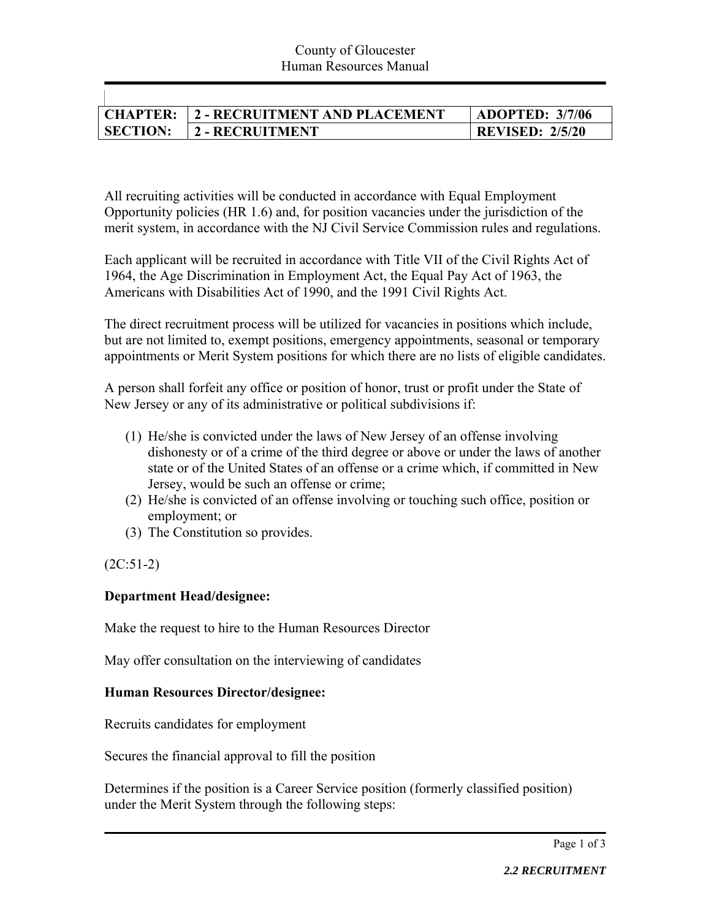County of Gloucester
Human Resources Manual

| CHAPTER: | 2 - RECRUITMENT AND PLACEMENT | ADOPTED: 3/7/06 |
|---|---|---|
| SECTION: | 2 - RECRUITMENT | REVISED: 2/5/20 |

All recruiting activities will be conducted in accordance with Equal Employment Opportunity policies (HR 1.6) and, for position vacancies under the jurisdiction of the merit system, in accordance with the NJ Civil Service Commission rules and regulations.

Each applicant will be recruited in accordance with Title VII of the Civil Rights Act of 1964, the Age Discrimination in Employment Act, the Equal Pay Act of 1963, the Americans with Disabilities Act of 1990, and the 1991 Civil Rights Act.

The direct recruitment process will be utilized for vacancies in positions which include, but are not limited to, exempt positions, emergency appointments, seasonal or temporary appointments or Merit System positions for which there are no lists of eligible candidates.

A person shall forfeit any office or position of honor, trust or profit under the State of New Jersey or any of its administrative or political subdivisions if:

(1) He/she is convicted under the laws of New Jersey of an offense involving dishonesty or of a crime of the third degree or above or under the laws of another state or of the United States of an offense or a crime which, if committed in New Jersey, would be such an offense or crime;
(2) He/she is convicted of an offense involving or touching such office, position or employment; or
(3) The Constitution so provides.

(2C:51-2)

**Department Head/designee:**

Make the request to hire to the Human Resources Director

May offer consultation on the interviewing of candidates

**Human Resources Director/designee:**

Recruits candidates for employment

Secures the financial approval to fill the position

Determines if the position is a Career Service position (formerly classified position) under the Merit System through the following steps: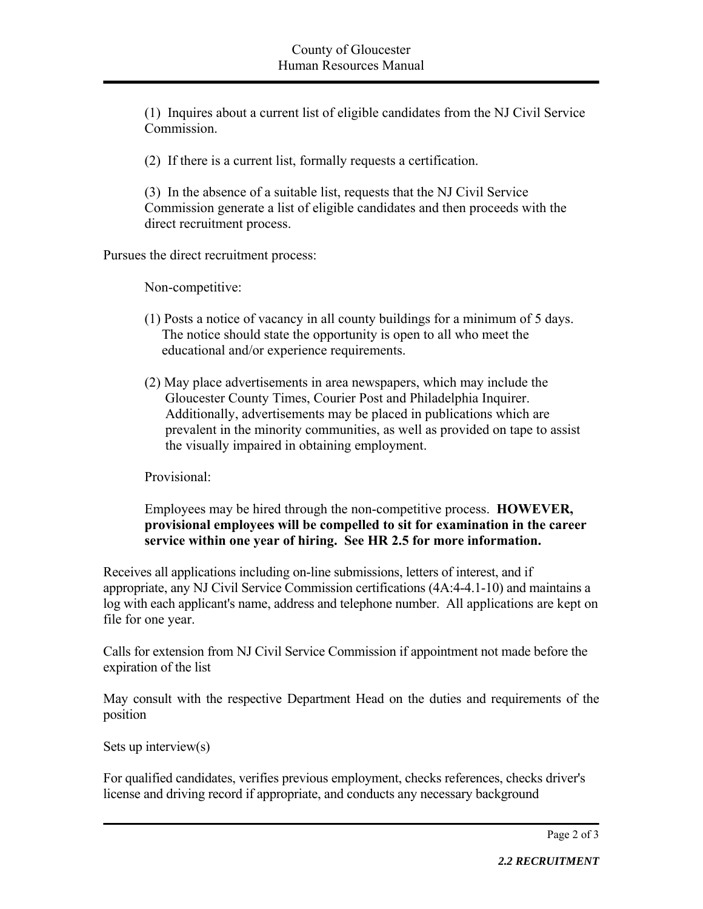(1) Inquires about a current list of eligible candidates from the NJ Civil Service Commission.

(2) If there is a current list, formally requests a certification.

(3) In the absence of a suitable list, requests that the NJ Civil Service Commission generate a list of eligible candidates and then proceeds with the direct recruitment process.

Pursues the direct recruitment process:

Non-competitive:

(1) Posts a notice of vacancy in all county buildings for a minimum of 5 days. The notice should state the opportunity is open to all who meet the educational and/or experience requirements.

(2) May place advertisements in area newspapers, which may include the Gloucester County Times, Courier Post and Philadelphia Inquirer. Additionally, advertisements may be placed in publications which are prevalent in the minority communities, as well as provided on tape to assist the visually impaired in obtaining employment.

Provisional:

Employees may be hired through the non-competitive process. **HOWEVER, provisional employees will be compelled to sit for examination in the career service within one year of hiring. See HR 2.5 for more information.**

Receives all applications including on-line submissions, letters of interest, and if appropriate, any NJ Civil Service Commission certifications (4A:4-4.1-10) and maintains a log with each applicant's name, address and telephone number. All applications are kept on file for one year.

Calls for extension from NJ Civil Service Commission if appointment not made before the expiration of the list

May consult with the respective Department Head on the duties and requirements of the position

Sets up interview(s)

For qualified candidates, verifies previous employment, checks references, checks driver's license and driving record if appropriate, and conducts any necessary background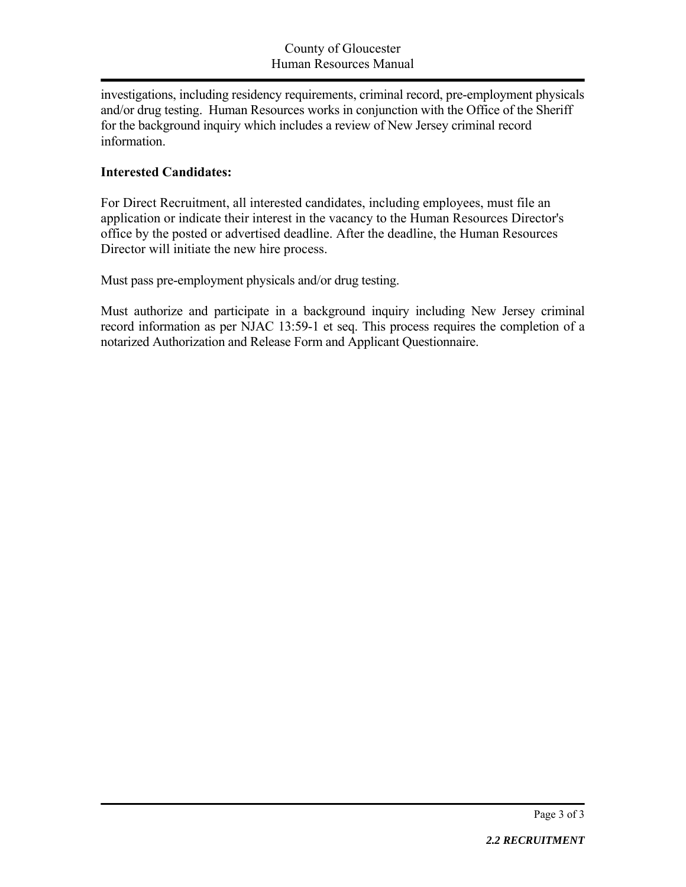investigations, including residency requirements, criminal record, pre-employment physicals and/or drug testing. Human Resources works in conjunction with the Office of the Sheriff for the background inquiry which includes a review of New Jersey criminal record information.

**Interested Candidates:**

For Direct Recruitment, all interested candidates, including employees, must file an application or indicate their interest in the vacancy to the Human Resources Director's office by the posted or advertised deadline. After the deadline, the Human Resources Director will initiate the new hire process.

Must pass pre-employment physicals and/or drug testing.

Must authorize and participate in a background inquiry including New Jersey criminal record information as per NJAC 13:59-1 et seq. This process requires the completion of a notarized Authorization and Release Form and Applicant Questionnaire.